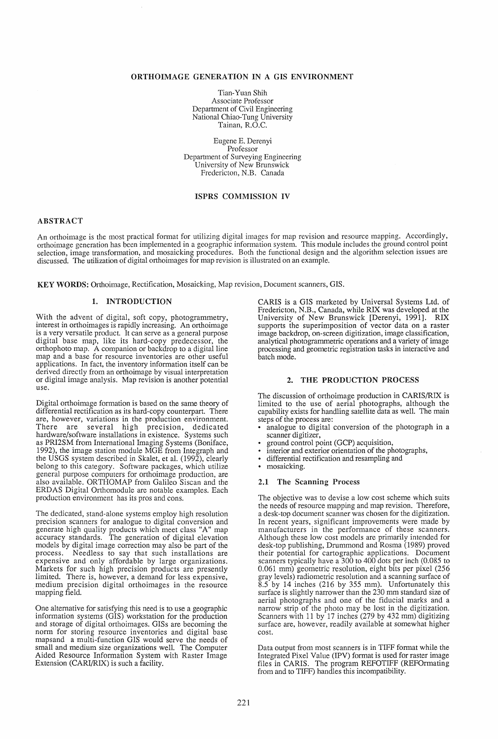# ORTHOIMAGE GENERATION IN A GIS ENVIRONMENT

Tian-Yuan Shih
Associate Professor
Department of Civil Engineering
National Chiao-Tung University
Tainan, R.O.C.

Eugene E. Derenyi
Professor
Department of Surveying Engineering
University of New Brunswick
Fredericton, N.B. Canada

ISPRS COMMISSION IV

## ABSTRACT

An orthoimage is the most practical format for utilizing digital images for map revision and resource mapping. Accordingly, orthoimage generation has been implemented in a geographic information system. This module includes the ground control point selection, image transformation, and mosaicking procedures. Both the functional design and the algorithm selection issues are discussed. The utilization of digital orthoimages for map revision is illustrated on an example.

**KEY WORDS:** Orthoimage, Rectification, Mosaicking, Map revision, Document scanners, GIS.

## 1. INTRODUCTION

With the advent of digital, soft copy, photogrammetry, interest in orthoimages is rapidly increasing. An orthoimage is a very versatile product. It can serve as a general purpose digital base map, like its hard-copy predecessor, the orthophoto map. A companion or backdrop to a digital line map and a base for resource inventories are other useful applications. In fact, the inventory information itself can be derived directly from an orthoimage by visual interpretation or digital image analysis. Map revision is another potential use.

Digital orthoimage formation is based on the same theory of differential rectification as its hard-copy counterpart. There are, however, variations in the production environment. There are several high precision, dedicated hardware/software installations in existence. Systems such as PRI2SM from International Imaging Systems (Boniface, 1992), the image station module MGE from Integraph and the USGS system described in Skalet, et al. (1992), clearly belong to this category. Software packages, which utilize general purpose computers for orthoimage production, are also available. ORTHOMAP from Galileo Siscan and the ERDAS Digital Orthomodule are notable examples. Each production environment has its pros and cons.

The dedicated, stand-alone systems employ high resolution precision scanners for analogue to digital conversion and generate high quality products which meet class "A" map accuracy standards. The generation of digital elevation models by digital image correction may also be part of the process. Needless to say that such installations are expensive and only affordable by large organizations. Markets for such high precision products are presently limited. There is, however, a demand for less expensive, medium precision digital orthoimages in the resource mapping field.

One alternative for satisfying this need is to use a geographic information systems (GIS) workstation for the production and storage of digital orthoimages. GISs are becoming the norm for storing resource inventories and digital base mapsand a multi-function GIS would serve the needs of small and medium size organizations well. The Computer Aided Resource Information System with Raster Image Extension (CARI/RIX) is such a facility.

CARIS is a GIS marketed by Universal Systems Ltd. of Fredericton, N.B., Canada, while RIX was developed at the University of New Brunswick [Derenyi, 1991]. RIX supports the superimposition of vector data on a raster image backdrop, on-screen digitization, image classification, analytical photogrammetric operations and a variety of image processing and geometric registration tasks in interactive and batch mode.

## 2. THE PRODUCTION PROCESS

The discussion of orthoimage production in CARIS/RIX is limited to the use of aerial photographs, although the capability exists for handling satellite data as well. The main steps of the process are:

- analogue to digital conversion of the photograph in a scanner digitizer,
- ground control point (GCP) acquisition,
- interior and exterior orientation of the photographs,
- differential rectification and resampling and
- mosaicking.

### 2.1 The Scanning Process

The objective was to devise a low cost scheme which suits the needs of resource mapping and map revision. Therefore, a desk-top document scanner was chosen for the digitization. In recent years, significant improvements were made by manufacturers in the performance of these scanners. Although these low cost models are primarily intended for desk-top publishing, Drummond and Rosma (1989) proved their potential for cartographic applications. Document scanners typically have a 300 to 400 dots per inch (0.085 to 0.061 mm) geometric resolution, eight bits per pixel (256 gray levels) radiometric resolution and a scanning surface of 8.5 by 14 inches (216 by 355 mm). Unfortunately this surface is slightly narrower than the 230 mm standard size of aerial photographs and one of the fiducial marks and a narrow strip of the photo may be lost in the digitization. Scanners with 11 by 17 inches (279 by 432 mm) digitizing surface are, however, readily available at somewhat higher cost.

Data output from most scanners is in TIFF format while the Integrated Pixel Value (IPV) format is used for raster image files in CARIS. The program REFOTIFF (REFOrmating from and to TIFF) handles this incompatibility.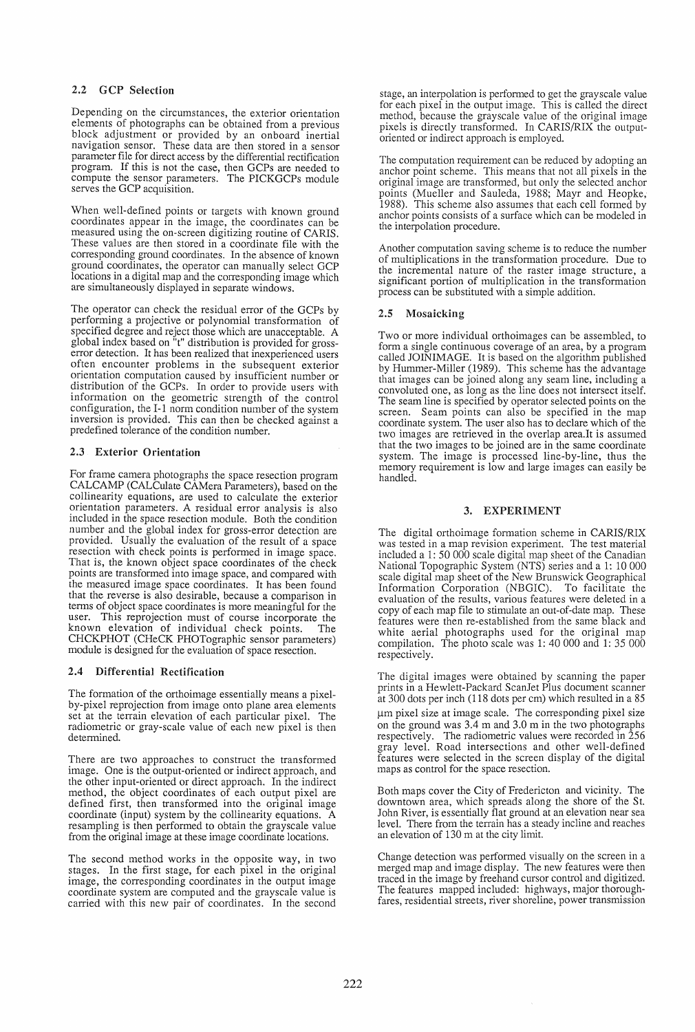### 2.2 GCP Selection

Depending on the circumstances, the exterior orientation elements of photographs can be obtained from a previous block adjustment or provided by an onboard inertial navigation sensor. These data are then stored in a sensor parameter file for direct access by the differential rectification program. If this is not the case, then GCPs are needed to compute the sensor parameters. The PICKGCPs module serves the GCP acquisition.

When well-defined points or targets with known ground coordinates appear in the image, the coordinates can be measured using the on-screen digitizing routine of CARIS. These values are then stored in a coordinate file with the corresponding ground coordinates. In the absence of known ground coordinates, the operator can manually select GCP locations in a digital map and the corresponding image which are simultaneously displayed in separate windows.

The operator can check the residual error of the GCPs by performing a projective or polynomial transformation of specified degree and reject those which are unacceptable. A global index based on "t" distribution is provided for gross-error detection. It has been realized that inexperienced users often encounter problems in the subsequent exterior orientation computation caused by insufficient number or distribution of the GCPs. In order to provide users with information on the geometric strength of the control configuration, the I-1 norm condition number of the system inversion is provided. This can then be checked against a predefined tolerance of the condition number.

### 2.3 Exterior Orientation

For frame camera photographs the space resection program CALCAMP (CALCulate CAMera Parameters), based on the collinearity equations, are used to calculate the exterior orientation parameters. A residual error analysis is also included in the space resection module. Both the condition number and the global index for gross-error detection are provided. Usually the evaluation of the result of a space resection with check points is performed in image space. That is, the known object space coordinates of the check points are transformed into image space, and compared with the measured image space coordinates. It has been found that the reverse is also desirable, because a comparison in terms of object space coordinates is more meaningful for the user. This reprojection must of course incorporate the known elevation of individual check points. The CHCKPHOT (CHeCK PHOTographic sensor parameters) module is designed for the evaluation of space resection.

### 2.4 Differential Rectification

The formation of the orthoimage essentially means a pixel-by-pixel reprojection from image onto plane area elements set at the terrain elevation of each particular pixel. The radiometric or gray-scale value of each new pixel is then determined.

There are two approaches to construct the transformed image. One is the output-oriented or indirect approach, and the other input-oriented or direct approach. In the indirect method, the object coordinates of each output pixel are defined first, then transformed into the original image coordinate (input) system by the collinearity equations. A resampling is then performed to obtain the grayscale value from the original image at these image coordinate locations.

The second method works in the opposite way, in two stages. In the first stage, for each pixel in the original image, the corresponding coordinates in the output image coordinate system are computed and the grayscale value is carried with this new pair of coordinates. In the second stage, an interpolation is performed to get the grayscale value for each pixel in the output image. This is called the direct method, because the grayscale value of the original image pixels is directly transformed. In CARIS/RIX the output-oriented or indirect approach is employed.

The computation requirement can be reduced by adopting an anchor point scheme. This means that not all pixels in the original image are transformed, but only the selected anchor points (Mueller and Sauleda, 1988; Mayr and Heopke, 1988). This scheme also assumes that each cell formed by anchor points consists of a surface which can be modeled in the interpolation procedure.

Another computation saving scheme is to reduce the number of multiplications in the transformation procedure. Due to the incremental nature of the raster image structure, a significant portion of multiplication in the transformation process can be substituted with a simple addition.

### 2.5 Mosaicking

Two or more individual orthoimages can be assembled, to form a single continuous coverage of an area, by a program called JOINIMAGE. It is based on the algorithm published by Hummer-Miller (1989). This scheme has the advantage that images can be joined along any seam line, including a convoluted one, as long as the line does not intersect itself. The seam line is specified by operator selected points on the screen. Seam points can also be specified in the map coordinate system. The user also has to declare which of the two images are retrieved in the overlap area.It is assumed that the two images to be joined are in the same coordinate system. The image is processed line-by-line, thus the memory requirement is low and large images can easily be handled.

## 3. EXPERIMENT

The digital orthoimage formation scheme in CARIS/RIX was tested in a map revision experiment. The test material included a 1: 50 000 scale digital map sheet of the Canadian National Topographic System (NTS) series and a 1: 10 000 scale digital map sheet of the New Brunswick Geographical Information Corporation (NBGIC). To facilitate the evaluation of the results, various features were deleted in a copy of each map file to stimulate an out-of-date map. These features were then re-established from the same black and white aerial photographs used for the original map compilation. The photo scale was 1: 40 000 and 1: 35 000 respectively.

The digital images were obtained by scanning the paper prints in a Hewlett-Packard ScanJet Plus document scanner at 300 dots per inch (118 dots per cm) which resulted in a 85 μm pixel size at image scale. The corresponding pixel size on the ground was 3.4 m and 3.0 m in the two photographs respectively. The radiometric values were recorded in 256 gray level. Road intersections and other well-defined features were selected in the screen display of the digital maps as control for the space resection.

Both maps cover the City of Fredericton and vicinity. The downtown area, which spreads along the shore of the St. John River, is essentially flat ground at an elevation near sea level. There from the terrain has a steady incline and reaches an elevation of 130 m at the city limit.

Change detection was performed visually on the screen in a merged map and image display. The new features were then traced in the image by freehand cursor control and digitized. The features mapped included: highways, major thoroughfares, residential streets, river shoreline, power transmission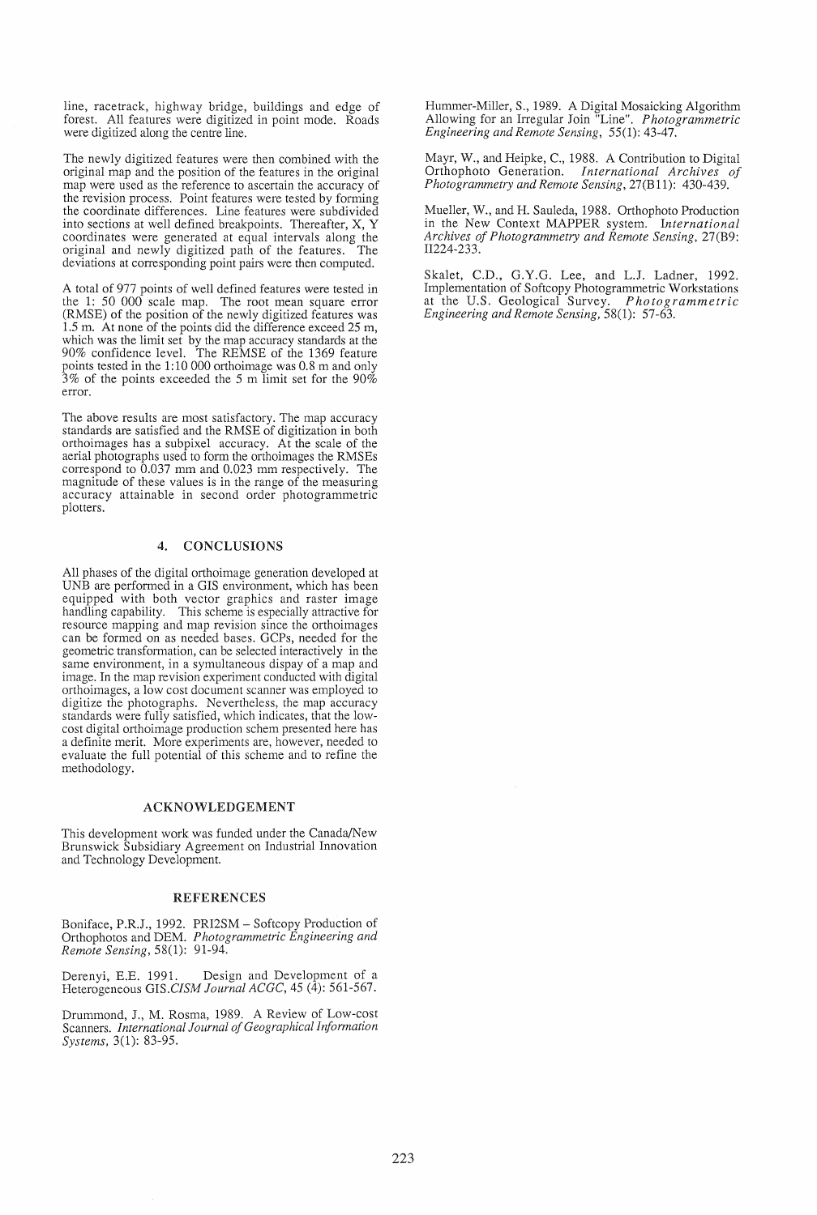line, racetrack, highway bridge, buildings and edge of forest. All features were digitized in point mode. Roads were digitized along the centre line.

The newly digitized features were then combined with the original map and the position of the features in the original map were used as the reference to ascertain the accuracy of the revision process. Point features were tested by forming the coordinate differences. Line features were subdivided into sections at well defined breakpoints. Thereafter, X, Y coordinates were generated at equal intervals along the original and newly digitized path of the features. The deviations at corresponding point pairs were then computed.

A total of 977 points of well defined features were tested in the 1: 50 000 scale map. The root mean square error (RMSE) of the position of the newly digitized features was 1.5 m. At none of the points did the difference exceed 25 m, which was the limit set by the map accuracy standards at the 90% confidence level. The REMSE of the 1369 feature points tested in the 1:10 000 orthoimage was 0.8 m and only 3% of the points exceeded the 5 m limit set for the 90% error.

The above results are most satisfactory. The map accuracy standards are satisfied and the RMSE of digitization in both orthoimages has a subpixel accuracy. At the scale of the aerial photographs used to form the orthoimages the RMSEs correspond to 0.037 mm and 0.023 mm respectively. The magnitude of these values is in the range of the measuring accuracy attainable in second order photogrammetric plotters.

## 4. CONCLUSIONS

All phases of the digital orthoimage generation developed at UNB are performed in a GIS environment, which has been equipped with both vector graphics and raster image handling capability. This scheme is especially attractive for resource mapping and map revision since the orthoimages can be formed on as needed bases. GCPs, needed for the geometric transformation, can be selected interactively in the same environment, in a symultaneous dispay of a map and image. In the map revision experiment conducted with digital orthoimages, a low cost document scanner was employed to digitize the photographs. Nevertheless, the map accuracy standards were fully satisfied, which indicates, that the low-cost digital orthoimage production schem presented here has a definite merit. More experiments are, however, needed to evaluate the full potential of this scheme and to refine the methodology.

## ACKNOWLEDGEMENT

This development work was funded under the Canada/New Brunswick Subsidiary Agreement on Industrial Innovation and Technology Development.

## REFERENCES

Boniface, P.R.J., 1992. PRI2SM – Softcopy Production of Orthophotos and DEM. *Photogrammetric Engineering and Remote Sensing*, 58(1): 91-94.

Derenyi, E.E. 1991. Design and Development of a Heterogeneous GIS.*CISM Journal ACGC*, 45 (4): 561-567.

Drummond, J., M. Rosma, 1989. A Review of Low-cost Scanners. *International Journal of Geographical Information Systems*, 3(1): 83-95.

Hummer-Miller, S., 1989. A Digital Mosaicking Algorithm Allowing for an Irregular Join "Line". *Photogrammetric Engineering and Remote Sensing*, 55(1): 43-47.

Mayr, W., and Heipke, C., 1988. A Contribution to Digital Orthophoto Generation. *International Archives of Photogrammetry and Remote Sensing*, 27(B11): 430-439.

Mueller, W., and H. Sauleda, 1988. Orthophoto Production in the New Context MAPPER system. *International Archives of Photogrammetry and Remote Sensing*, 27(B9: II224-233.

Skalet, C.D., G.Y.G. Lee, and L.J. Ladner, 1992. Implementation of Softcopy Photogrammetric Workstations at the U.S. Geological Survey. *Photogrammetric Engineering and Remote Sensing,* 58(1): 57-63.